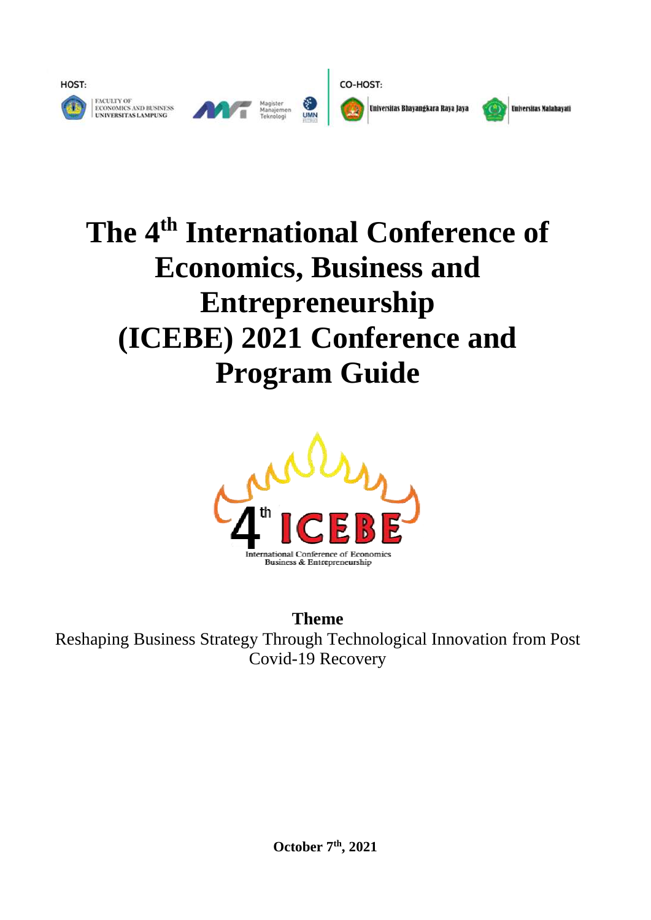HOST:

FACULTY OF ECONOMICS AND BUSINESS UNIVERSITAS LAMPUNG

Magister Manajemen Teknologi

UMN

CO-HOST:

Universitas Bhayangkara Raya Jaya

Universitas Malahayati

# The 4th International Conference of Economics, Business and Entrepreneurship (ICEBE) 2021 Conference and Program Guide

4th ICEBE

International Conference of Economics Business & Entrepreneurship

**Theme**

Reshaping Business Strategy Through Technological Innovation from Post Covid-19 Recovery

**October 7th, 2021**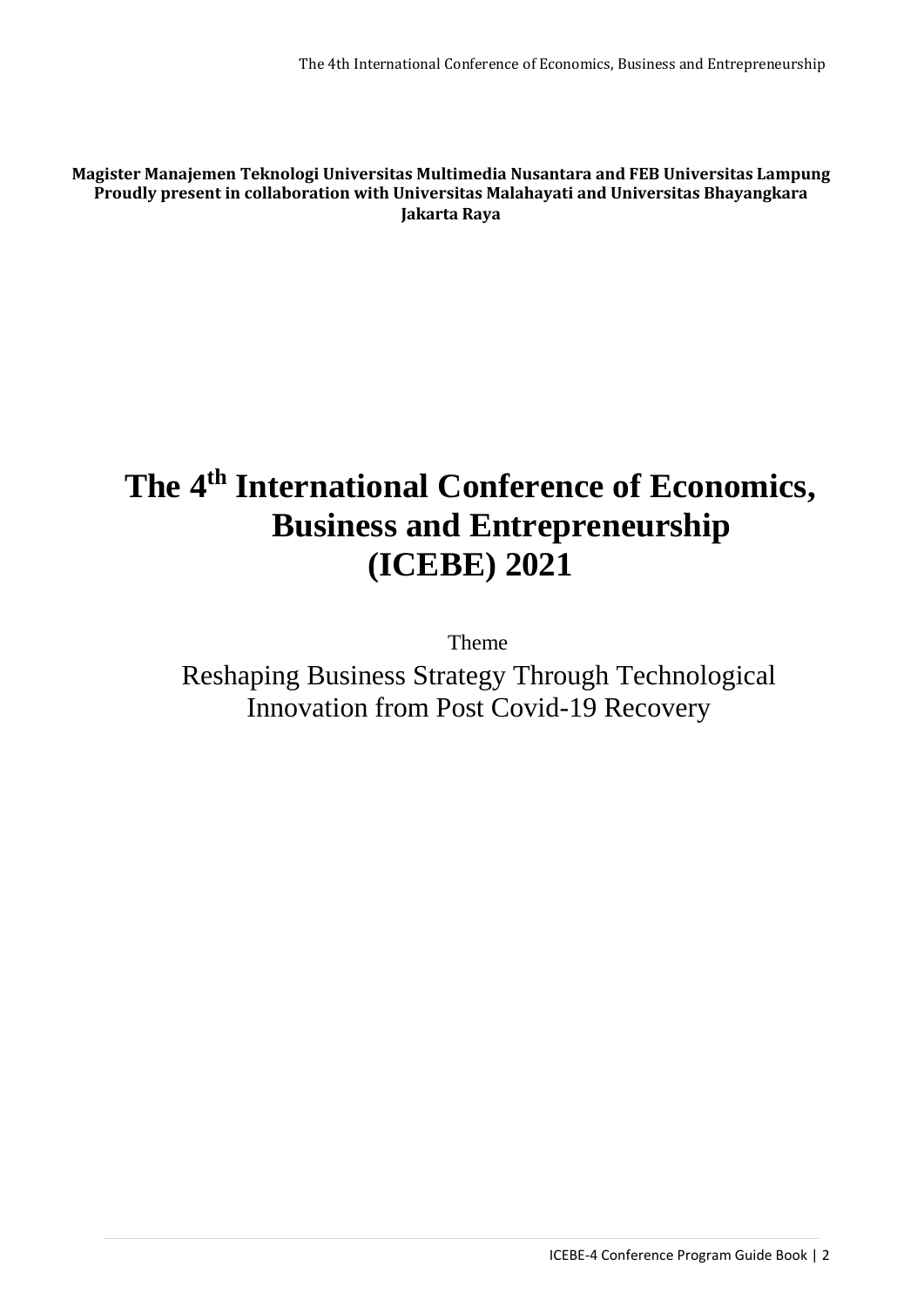**Magister Manajemen Teknologi Universitas Multimedia Nusantara and FEB Universitas Lampung Proudly present in collaboration with Universitas Malahayati and Universitas Bhayangkara Jakarta Raya**

# The 4th International Conference of Economics, Business and Entrepreneurship (ICEBE) 2021

Theme

Reshaping Business Strategy Through Technological Innovation from Post Covid-19 Recovery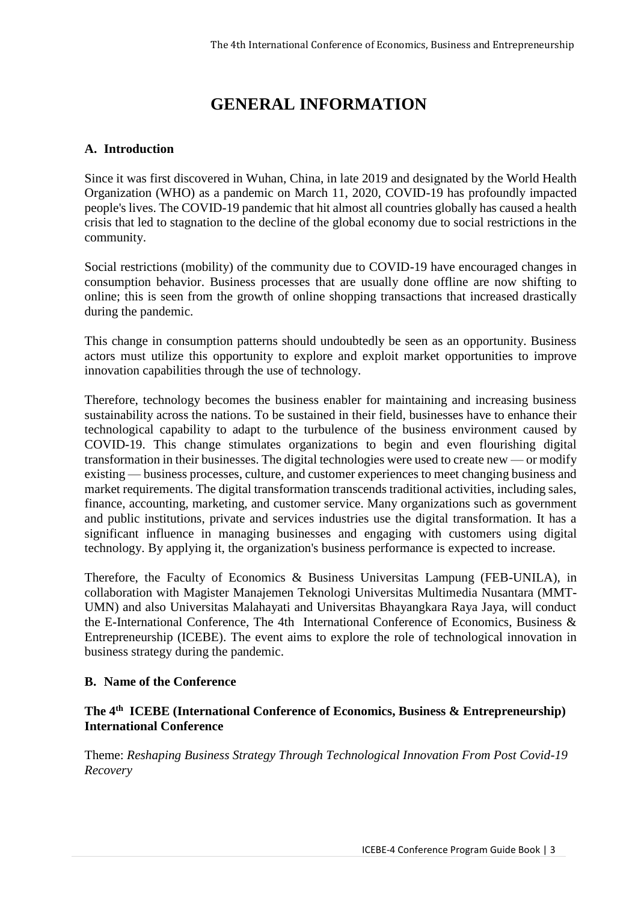# GENERAL INFORMATION

## A. Introduction

Since it was first discovered in Wuhan, China, in late 2019 and designated by the World Health Organization (WHO) as a pandemic on March 11, 2020, COVID-19 has profoundly impacted people's lives. The COVID-19 pandemic that hit almost all countries globally has caused a health crisis that led to stagnation to the decline of the global economy due to social restrictions in the community.

Social restrictions (mobility) of the community due to COVID-19 have encouraged changes in consumption behavior. Business processes that are usually done offline are now shifting to online; this is seen from the growth of online shopping transactions that increased drastically during the pandemic.

This change in consumption patterns should undoubtedly be seen as an opportunity. Business actors must utilize this opportunity to explore and exploit market opportunities to improve innovation capabilities through the use of technology.

Therefore, technology becomes the business enabler for maintaining and increasing business sustainability across the nations. To be sustained in their field, businesses have to enhance their technological capability to adapt to the turbulence of the business environment caused by COVID-19. This change stimulates organizations to begin and even flourishing digital transformation in their businesses. The digital technologies were used to create new — or modify existing — business processes, culture, and customer experiences to meet changing business and market requirements. The digital transformation transcends traditional activities, including sales, finance, accounting, marketing, and customer service. Many organizations such as government and public institutions, private and services industries use the digital transformation. It has a significant influence in managing businesses and engaging with customers using digital technology. By applying it, the organization's business performance is expected to increase.

Therefore, the Faculty of Economics & Business Universitas Lampung (FEB-UNILA), in collaboration with Magister Manajemen Teknologi Universitas Multimedia Nusantara (MMT-UMN) and also Universitas Malahayati and Universitas Bhayangkara Raya Jaya, will conduct the E-International Conference, The 4th International Conference of Economics, Business & Entrepreneurship (ICEBE). The event aims to explore the role of technological innovation in business strategy during the pandemic.

## B. Name of the Conference

**The 4th ICEBE (International Conference of Economics, Business & Entrepreneurship) International Conference**

Theme: *Reshaping Business Strategy Through Technological Innovation From Post Covid-19 Recovery*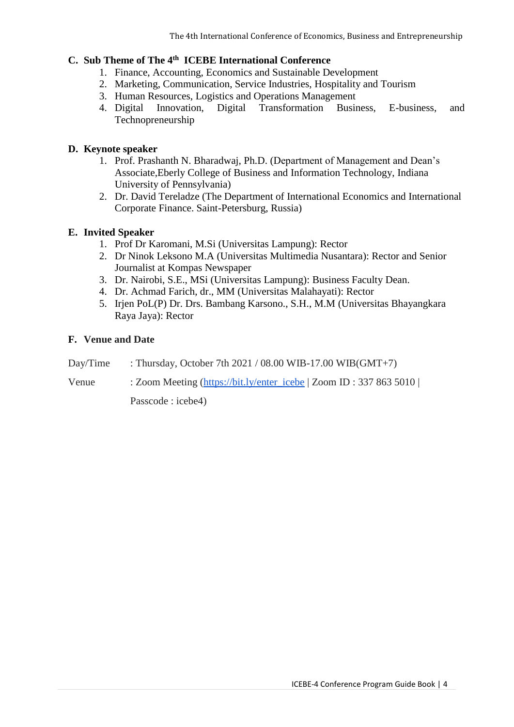## C. Sub Theme of The 4th ICEBE International Conference

1. Finance, Accounting, Economics and Sustainable Development
2. Marketing, Communication, Service Industries, Hospitality and Tourism
3. Human Resources, Logistics and Operations Management
4. Digital Innovation, Digital Transformation Business, E-business, and Technopreneurship

## D. Keynote speaker

1. Prof. Prashanth N. Bharadwaj, Ph.D. (Department of Management and Dean's Associate,Eberly College of Business and Information Technology, Indiana University of Pennsylvania)
2. Dr. David Tereladze (The Department of International Economics and International Corporate Finance. Saint-Petersburg, Russia)

## E. Invited Speaker

1. Prof Dr Karomani, M.Si (Universitas Lampung): Rector
2. Dr Ninok Leksono M.A (Universitas Multimedia Nusantara): Rector and Senior Journalist at Kompas Newspaper
3. Dr. Nairobi, S.E., MSi (Universitas Lampung): Business Faculty Dean.
4. Dr. Achmad Farich, dr., MM (Universitas Malahayati): Rector
5. Irjen PoL(P) Dr. Drs. Bambang Karsono., S.H., M.M (Universitas Bhayangkara Raya Jaya): Rector

## F. Venue and Date

Day/Time : Thursday, October 7th 2021 / 08.00 WIB-17.00 WIB(GMT+7)

Venue : Zoom Meeting (https://bit.ly/enter_icebe | Zoom ID : 337 863 5010 | Passcode : icebe4)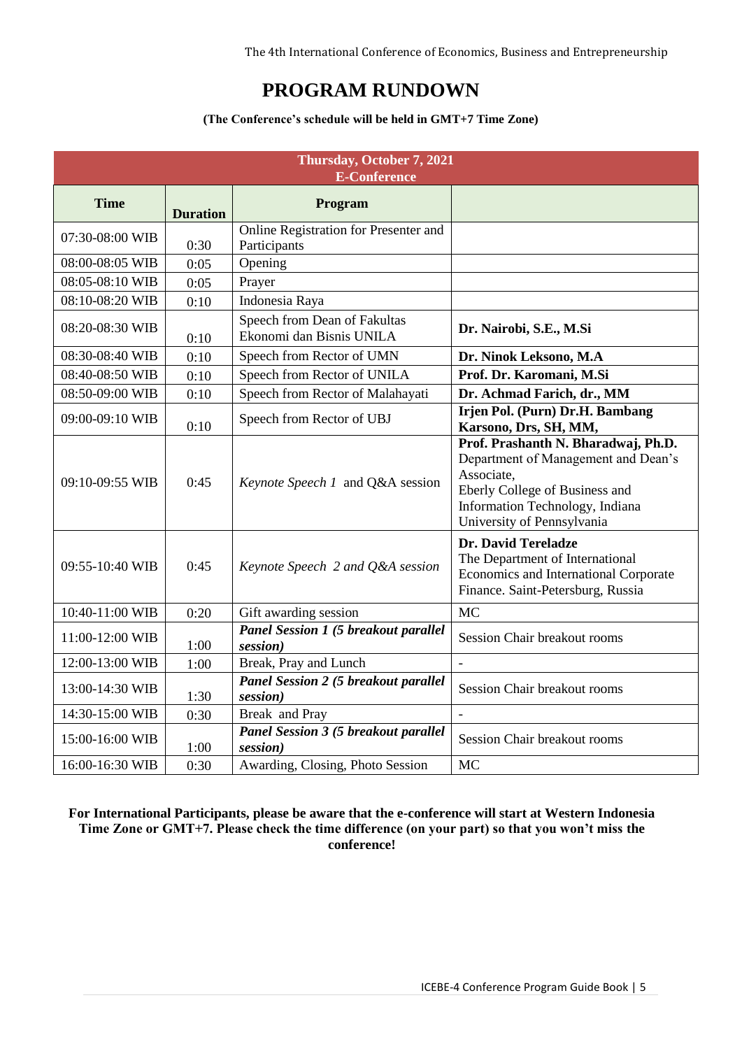# PROGRAM RUNDOWN

**(The Conference's schedule will be held in GMT+7 Time Zone)**

| **Thursday, October 7, 2021 E-Conference** | | | |
|---|---|---|---|
| **Time** | **Duration** | **Program** | |
| 07:30-08:00 WIB | 0:30 | Online Registration for Presenter and Participants | |
| 08:00-08:05 WIB | 0:05 | Opening | |
| 08:05-08:10 WIB | 0:05 | Prayer | |
| 08:10-08:20 WIB | 0:10 | Indonesia Raya | |
| 08:20-08:30 WIB | 0:10 | Speech from Dean of Fakultas Ekonomi dan Bisnis UNILA | **Dr. Nairobi, S.E., M.Si** |
| 08:30-08:40 WIB | 0:10 | Speech from Rector of UMN | **Dr. Ninok Leksono, M.A** |
| 08:40-08:50 WIB | 0:10 | Speech from Rector of UNILA | **Prof. Dr. Karomani, M.Si** |
| 08:50-09:00 WIB | 0:10 | Speech from Rector of Malahayati | **Dr. Achmad Farich, dr., MM** |
| 09:00-09:10 WIB | 0:10 | Speech from Rector of UBJ | **Irjen Pol. (Purn) Dr.H. Bambang Karsono, Drs, SH, MM,** |
| 09:10-09:55 WIB | 0:45 | *Keynote Speech 1* and Q&A session | **Prof. Prashanth N. Bharadwaj, Ph.D.** Department of Management and Dean's Associate, Eberly College of Business and Information Technology, Indiana University of Pennsylvania |
| 09:55-10:40 WIB | 0:45 | *Keynote Speech 2 and Q&A session* | **Dr. David Tereladze** The Department of International Economics and International Corporate Finance. Saint-Petersburg, Russia |
| 10:40-11:00 WIB | 0:20 | Gift awarding session | MC |
| 11:00-12:00 WIB | 1:00 | ***Panel Session 1 (5 breakout parallel session)*** | Session Chair breakout rooms |
| 12:00-13:00 WIB | 1:00 | Break, Pray and Lunch | - |
| 13:00-14:30 WIB | 1:30 | ***Panel Session 2 (5 breakout parallel session)*** | Session Chair breakout rooms |
| 14:30-15:00 WIB | 0:30 | Break and Pray | - |
| 15:00-16:00 WIB | 1:00 | ***Panel Session 3 (5 breakout parallel session)*** | Session Chair breakout rooms |
| 16:00-16:30 WIB | 0:30 | Awarding, Closing, Photo Session | MC |

**For International Participants, please be aware that the e-conference will start at Western Indonesia Time Zone or GMT+7. Please check the time difference (on your part) so that you won't miss the conference!**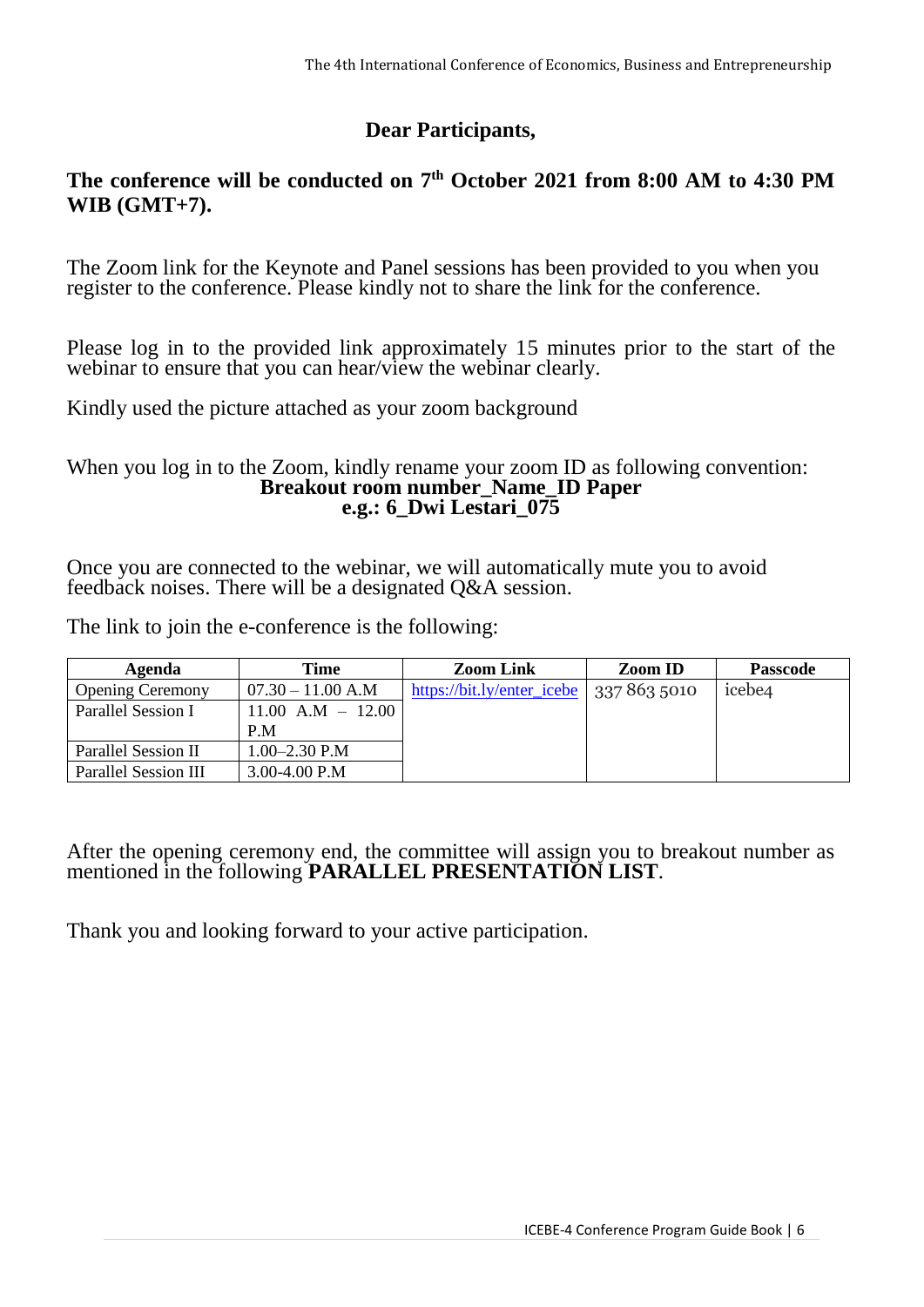**Dear Participants,**

**The conference will be conducted on 7th October 2021 from 8:00 AM to 4:30 PM WIB (GMT+7).**

The Zoom link for the Keynote and Panel sessions has been provided to you when you register to the conference. Please kindly not to share the link for the conference.

Please log in to the provided link approximately 15 minutes prior to the start of the webinar to ensure that you can hear/view the webinar clearly.

Kindly used the picture attached as your zoom background

When you log in to the Zoom, kindly rename your zoom ID as following convention:

**Breakout room number_Name_ID Paper**
**e.g.: 6_Dwi Lestari_075**

Once you are connected to the webinar, we will automatically mute you to avoid feedback noises. There will be a designated Q&A session.

The link to join the e-conference is the following:

| Agenda | Time | Zoom Link | Zoom ID | Passcode |
|---|---|---|---|---|
| Opening Ceremony | 07.30 – 11.00 A.M | https://bit.ly/enter_icebe | 337 863 5010 | icebe4 |
| Parallel Session I | 11.00 A.M – 12.00 P.M | | | |
| Parallel Session II | 1.00–2.30 P.M | | | |
| Parallel Session III | 3.00-4.00 P.M | | | |

After the opening ceremony end, the committee will assign you to breakout number as mentioned in the following **PARALLEL PRESENTATION LIST**.

Thank you and looking forward to your active participation.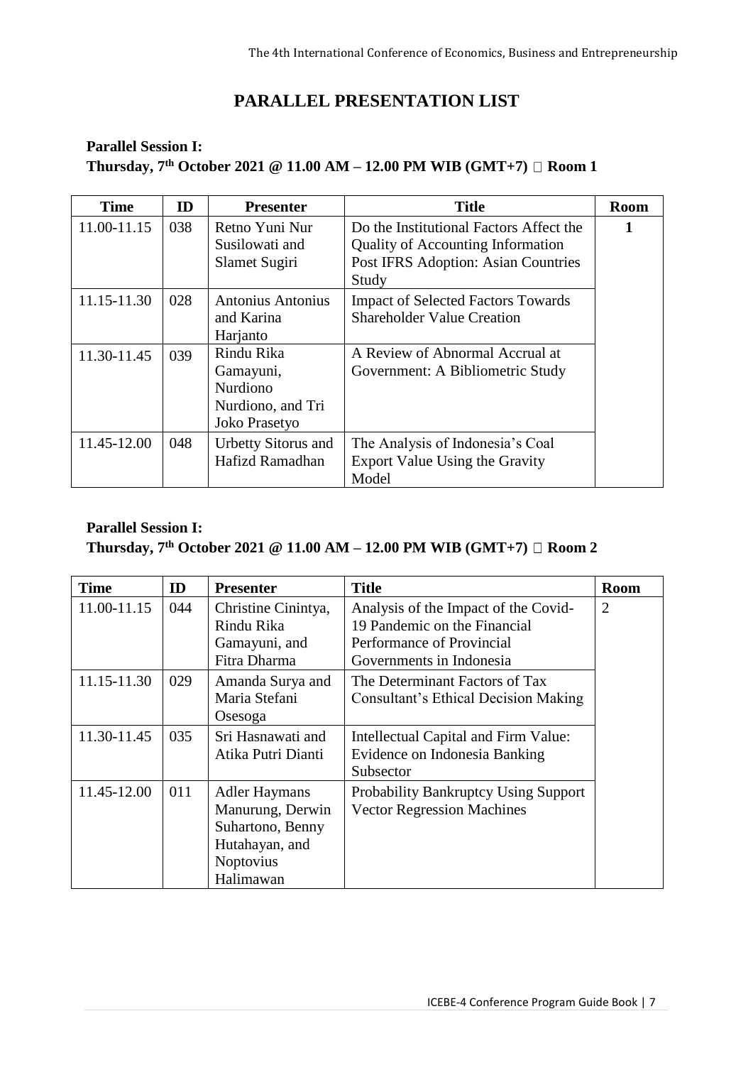# PARALLEL PRESENTATION LIST

**Parallel Session I:**
**Thursday, 7th October 2021 @ 11.00 AM – 12.00 PM WIB (GMT+7)  Room 1**

| Time | ID | Presenter | Title | Room |
|---|---|---|---|---|
| 11.00-11.15 | 038 | Retno Yuni Nur Susilowati and Slamet Sugiri | Do the Institutional Factors Affect the Quality of Accounting Information Post IFRS Adoption: Asian Countries Study | **1** |
| 11.15-11.30 | 028 | Antonius Antonius and Karina Harjanto | Impact of Selected Factors Towards Shareholder Value Creation | |
| 11.30-11.45 | 039 | Rindu Rika Gamayuni, Nurdiono Nurdiono, and Tri Joko Prasetyo | A Review of Abnormal Accrual at Government: A Bibliometric Study | |
| 11.45-12.00 | 048 | Urbetty Sitorus and Hafizd Ramadhan | The Analysis of Indonesia's Coal Export Value Using the Gravity Model | |

**Parallel Session I:**
**Thursday, 7th October 2021 @ 11.00 AM – 12.00 PM WIB (GMT+7)  Room 2**

| Time | ID | Presenter | Title | Room |
|---|---|---|---|---|
| 11.00-11.15 | 044 | Christine Cinintya, Rindu Rika Gamayuni, and Fitra Dharma | Analysis of the Impact of the Covid-19 Pandemic on the Financial Performance of Provincial Governments in Indonesia | 2 |
| 11.15-11.30 | 029 | Amanda Surya and Maria Stefani Osesoga | The Determinant Factors of Tax Consultant's Ethical Decision Making | |
| 11.30-11.45 | 035 | Sri Hasnawati and Atika Putri Dianti | Intellectual Capital and Firm Value: Evidence on Indonesia Banking Subsector | |
| 11.45-12.00 | 011 | Adler Haymans Manurung, Derwin Suhartono, Benny Hutahayan, and Noptovius Halimawan | Probability Bankruptcy Using Support Vector Regression Machines | |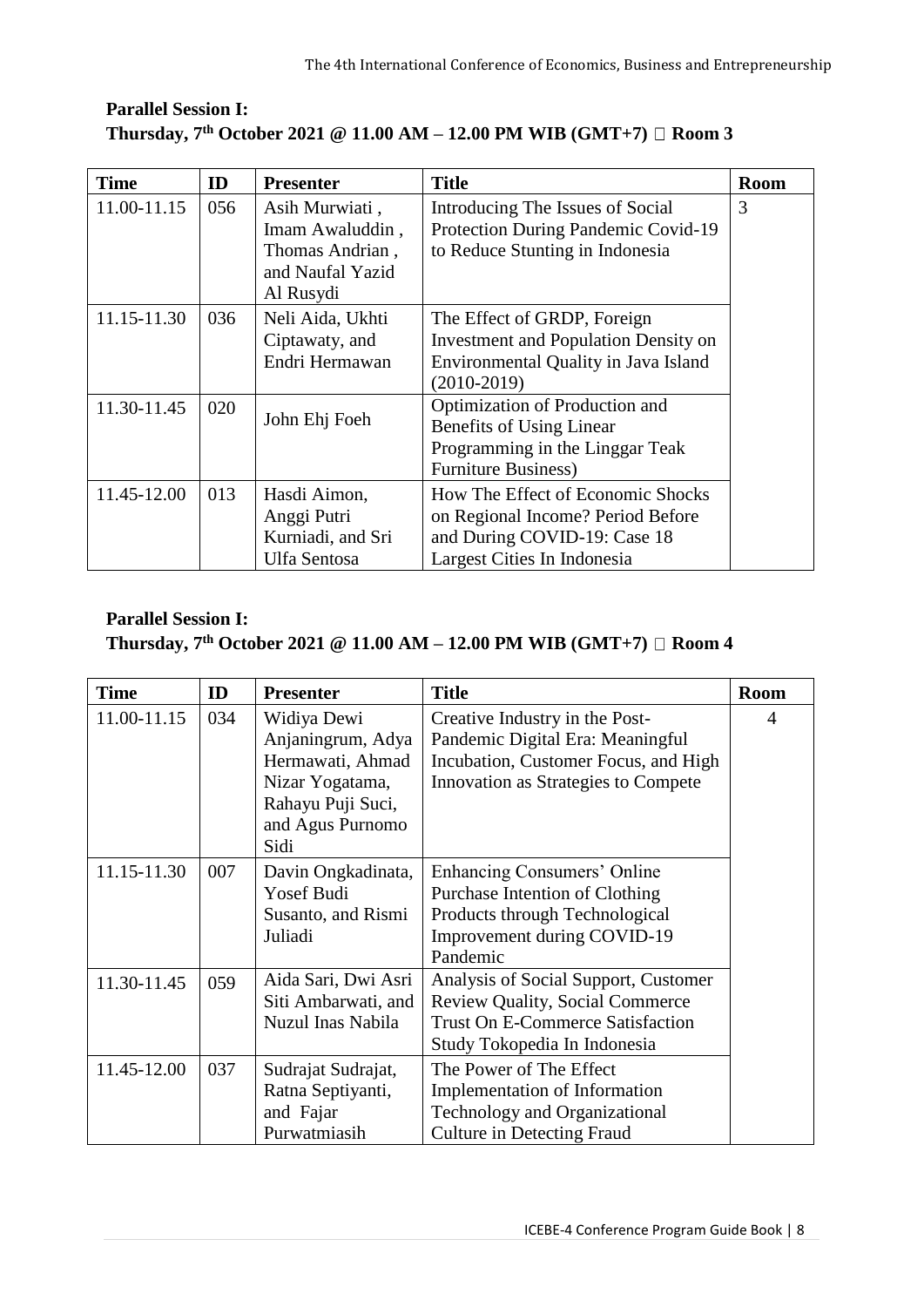**Parallel Session I:**
**Thursday, 7th October 2021 @ 11.00 AM – 12.00 PM WIB (GMT+7)  Room 3**

| Time | ID | Presenter | Title | Room |
|---|---|---|---|---|
| 11.00-11.15 | 056 | Asih Murwiati , Imam Awaluddin , Thomas Andrian , and Naufal Yazid Al Rusydi | Introducing The Issues of Social Protection During Pandemic Covid-19 to Reduce Stunting in Indonesia | 3 |
| 11.15-11.30 | 036 | Neli Aida, Ukhti Ciptawaty, and Endri Hermawan | The Effect of GRDP, Foreign Investment and Population Density on Environmental Quality in Java Island (2010-2019) | |
| 11.30-11.45 | 020 | John Ehj Foeh | Optimization of Production and Benefits of Using Linear Programming in the Linggar Teak Furniture Business) | |
| 11.45-12.00 | 013 | Hasdi Aimon, Anggi Putri Kurniadi, and Sri Ulfa Sentosa | How The Effect of Economic Shocks on Regional Income? Period Before and During COVID-19: Case 18 Largest Cities In Indonesia | |

**Parallel Session I:**
**Thursday, 7th October 2021 @ 11.00 AM – 12.00 PM WIB (GMT+7)  Room 4**

| Time | ID | Presenter | Title | Room |
|---|---|---|---|---|
| 11.00-11.15 | 034 | Widiya Dewi Anjaningrum, Adya Hermawati, Ahmad Nizar Yogatama, Rahayu Puji Suci, and Agus Purnomo Sidi | Creative Industry in the Post-Pandemic Digital Era: Meaningful Incubation, Customer Focus, and High Innovation as Strategies to Compete | 4 |
| 11.15-11.30 | 007 | Davin Ongkadinata, Yosef Budi Susanto, and Rismi Juliadi | Enhancing Consumers' Online Purchase Intention of Clothing Products through Technological Improvement during COVID-19 Pandemic | |
| 11.30-11.45 | 059 | Aida Sari, Dwi Asri Siti Ambarwati, and Nuzul Inas Nabila | Analysis of Social Support, Customer Review Quality, Social Commerce Trust On E-Commerce Satisfaction Study Tokopedia In Indonesia | |
| 11.45-12.00 | 037 | Sudrajat Sudrajat, Ratna Septiyanti, and Fajar Purwatmiasih | The Power of The Effect Implementation of Information Technology and Organizational Culture in Detecting Fraud | |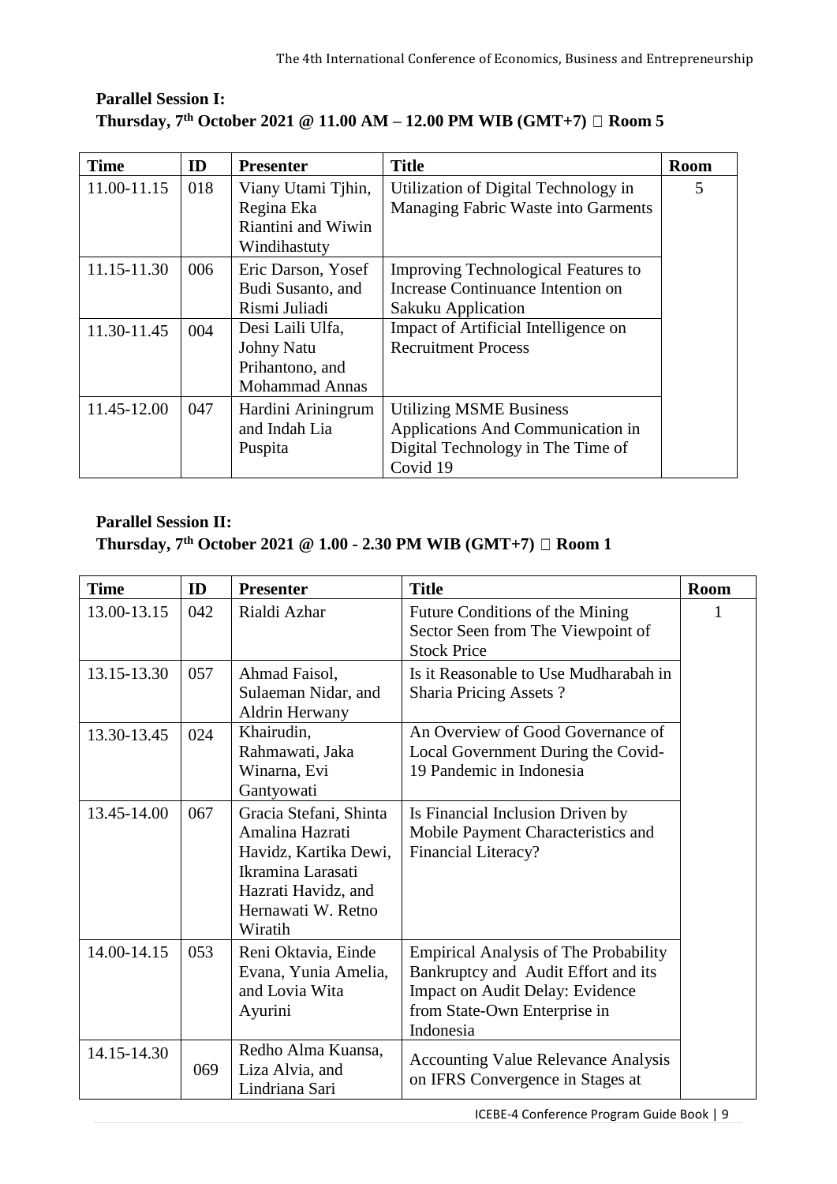**Parallel Session I:**
**Thursday, 7th October 2021 @ 11.00 AM – 12.00 PM WIB (GMT+7)  Room 5**

| Time | ID | Presenter | Title | Room |
|---|---|---|---|---|
| 11.00-11.15 | 018 | Viany Utami Tjhin, Regina Eka Riantini and Wiwin Windihastuty | Utilization of Digital Technology in Managing Fabric Waste into Garments | 5 |
| 11.15-11.30 | 006 | Eric Darson, Yosef Budi Susanto, and Rismi Juliadi | Improving Technological Features to Increase Continuance Intention on Sakuku Application | |
| 11.30-11.45 | 004 | Desi Laili Ulfa, Johny Natu Prihantono, and Mohammad Annas | Impact of Artificial Intelligence on Recruitment Process | |
| 11.45-12.00 | 047 | Hardini Ariningrum and Indah Lia Puspita | Utilizing MSME Business Applications And Communication in Digital Technology in The Time of Covid 19 | |

**Parallel Session II:**
**Thursday, 7th October 2021 @ 1.00 - 2.30 PM WIB (GMT+7)  Room 1**

| Time | ID | Presenter | Title | Room |
|---|---|---|---|---|
| 13.00-13.15 | 042 | Rialdi Azhar | Future Conditions of the Mining Sector Seen from The Viewpoint of Stock Price | 1 |
| 13.15-13.30 | 057 | Ahmad Faisol, Sulaeman Nidar, and Aldrin Herwany | Is it Reasonable to Use Mudharabah in Sharia Pricing Assets ? | |
| 13.30-13.45 | 024 | Khairudin, Rahmawati, Jaka Winarna, Evi Gantyowati | An Overview of Good Governance of Local Government During the Covid-19 Pandemic in Indonesia | |
| 13.45-14.00 | 067 | Gracia Stefani, Shinta Amalina Hazrati Havidz, Kartika Dewi, Ikramina Larasati Hazrati Havidz, and Hernawati W. Retno Wiratih | Is Financial Inclusion Driven by Mobile Payment Characteristics and Financial Literacy? | |
| 14.00-14.15 | 053 | Reni Oktavia, Einde Evana, Yunia Amelia, and Lovia Wita Ayurini | Empirical Analysis of The Probability Bankruptcy and Audit Effort and its Impact on Audit Delay: Evidence from State-Own Enterprise in Indonesia | |
| 14.15-14.30 | 069 | Redho Alma Kuansa, Liza Alvia, and Lindriana Sari | Accounting Value Relevance Analysis on IFRS Convergence in Stages at | |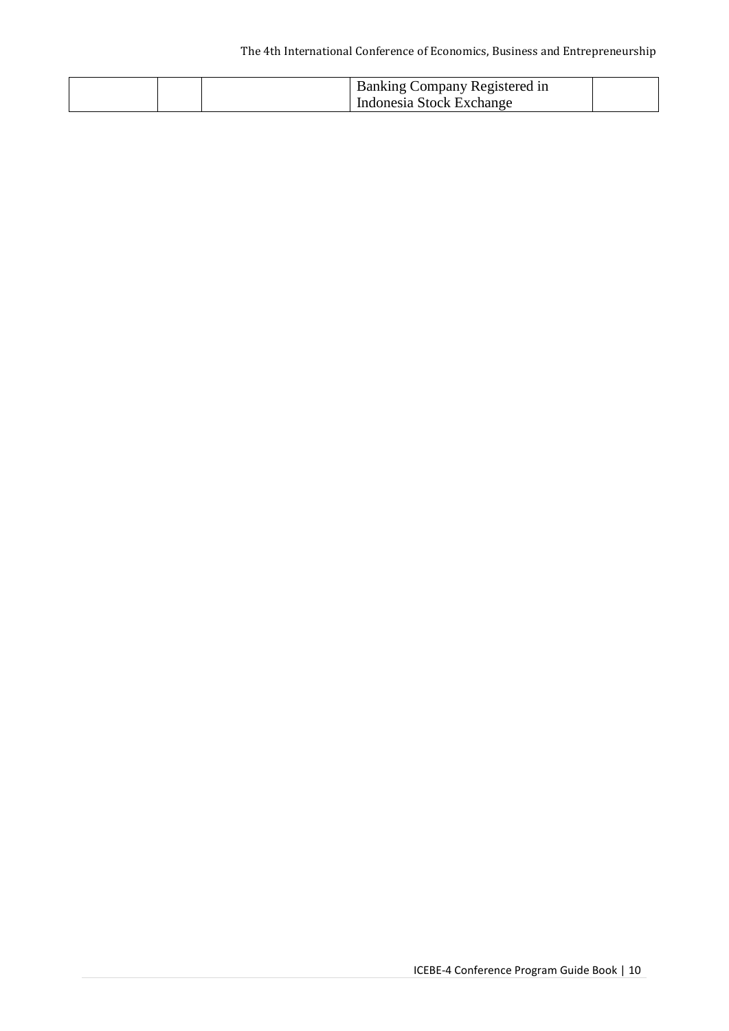|  |  |  | Banking Company Registered in Indonesia Stock Exchange |  |
|---|---|---|---|---|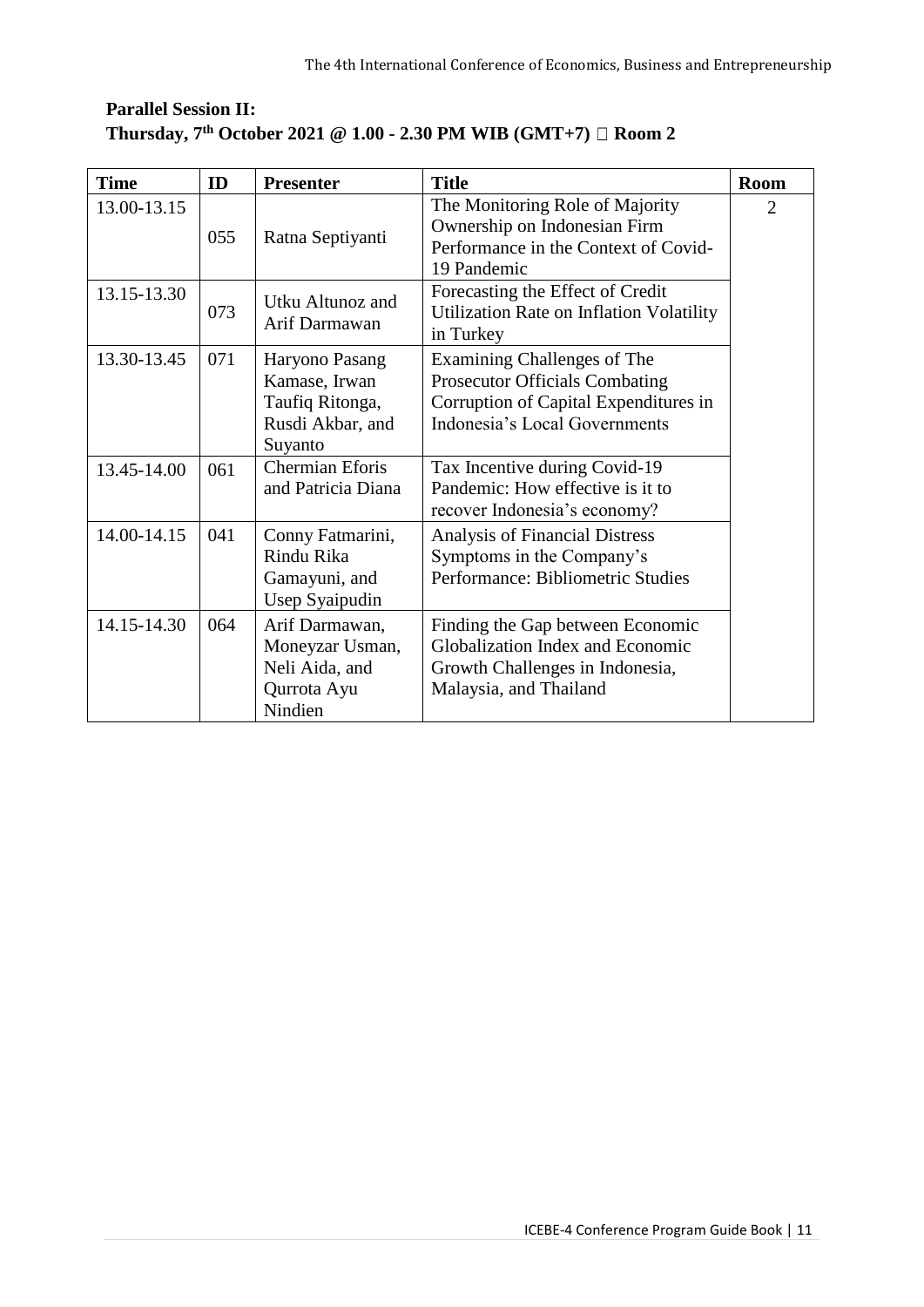**Parallel Session II:**
**Thursday, 7th October 2021 @ 1.00 - 2.30 PM WIB (GMT+7)  Room 2**

| Time | ID | Presenter | Title | Room |
|---|---|---|---|---|
| 13.00-13.15 | 055 | Ratna Septiyanti | The Monitoring Role of Majority Ownership on Indonesian Firm Performance in the Context of Covid-19 Pandemic | 2 |
| 13.15-13.30 | 073 | Utku Altunoz and Arif Darmawan | Forecasting the Effect of Credit Utilization Rate on Inflation Volatility in Turkey | |
| 13.30-13.45 | 071 | Haryono Pasang Kamase, Irwan Taufiq Ritonga, Rusdi Akbar, and Suyanto | Examining Challenges of The Prosecutor Officials Combating Corruption of Capital Expenditures in Indonesia's Local Governments | |
| 13.45-14.00 | 061 | Chermian Eforis and Patricia Diana | Tax Incentive during Covid-19 Pandemic: How effective is it to recover Indonesia's economy? | |
| 14.00-14.15 | 041 | Conny Fatmarini, Rindu Rika Gamayuni, and Usep Syaipudin | Analysis of Financial Distress Symptoms in the Company's Performance: Bibliometric Studies | |
| 14.15-14.30 | 064 | Arif Darmawan, Moneyzar Usman, Neli Aida, and Qurrota Ayu Nindien | Finding the Gap between Economic Globalization Index and Economic Growth Challenges in Indonesia, Malaysia, and Thailand | |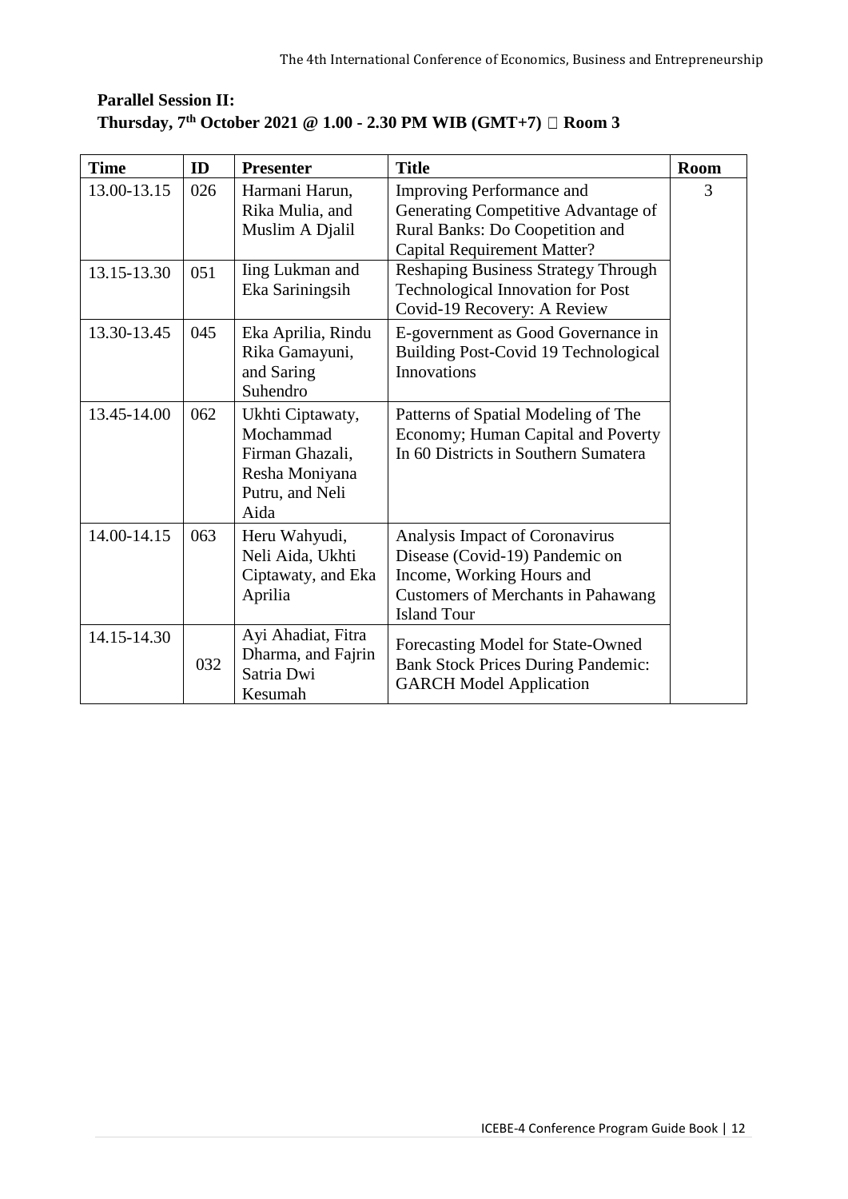**Parallel Session II:**
**Thursday, 7th October 2021 @ 1.00 - 2.30 PM WIB (GMT+7)  Room 3**

| Time | ID | Presenter | Title | Room |
|---|---|---|---|---|
| 13.00-13.15 | 026 | Harmani Harun, Rika Mulia, and Muslim A Djalil | Improving Performance and Generating Competitive Advantage of Rural Banks: Do Coopetition and Capital Requirement Matter? | 3 |
| 13.15-13.30 | 051 | Iing Lukman and Eka Sariningsih | Reshaping Business Strategy Through Technological Innovation for Post Covid-19 Recovery: A Review | |
| 13.30-13.45 | 045 | Eka Aprilia, Rindu Rika Gamayuni, and Saring Suhendro | E-government as Good Governance in Building Post-Covid 19 Technological Innovations | |
| 13.45-14.00 | 062 | Ukhti Ciptawaty, Mochammad Firman Ghazali, Resha Moniyana Putru, and Neli Aida | Patterns of Spatial Modeling of The Economy; Human Capital and Poverty In 60 Districts in Southern Sumatera | |
| 14.00-14.15 | 063 | Heru Wahyudi, Neli Aida, Ukhti Ciptawaty, and Eka Aprilia | Analysis Impact of Coronavirus Disease (Covid-19) Pandemic on Income, Working Hours and Customers of Merchants in Pahawang Island Tour | |
| 14.15-14.30 | 032 | Ayi Ahadiat, Fitra Dharma, and Fajrin Satria Dwi Kesumah | Forecasting Model for State-Owned Bank Stock Prices During Pandemic: GARCH Model Application | |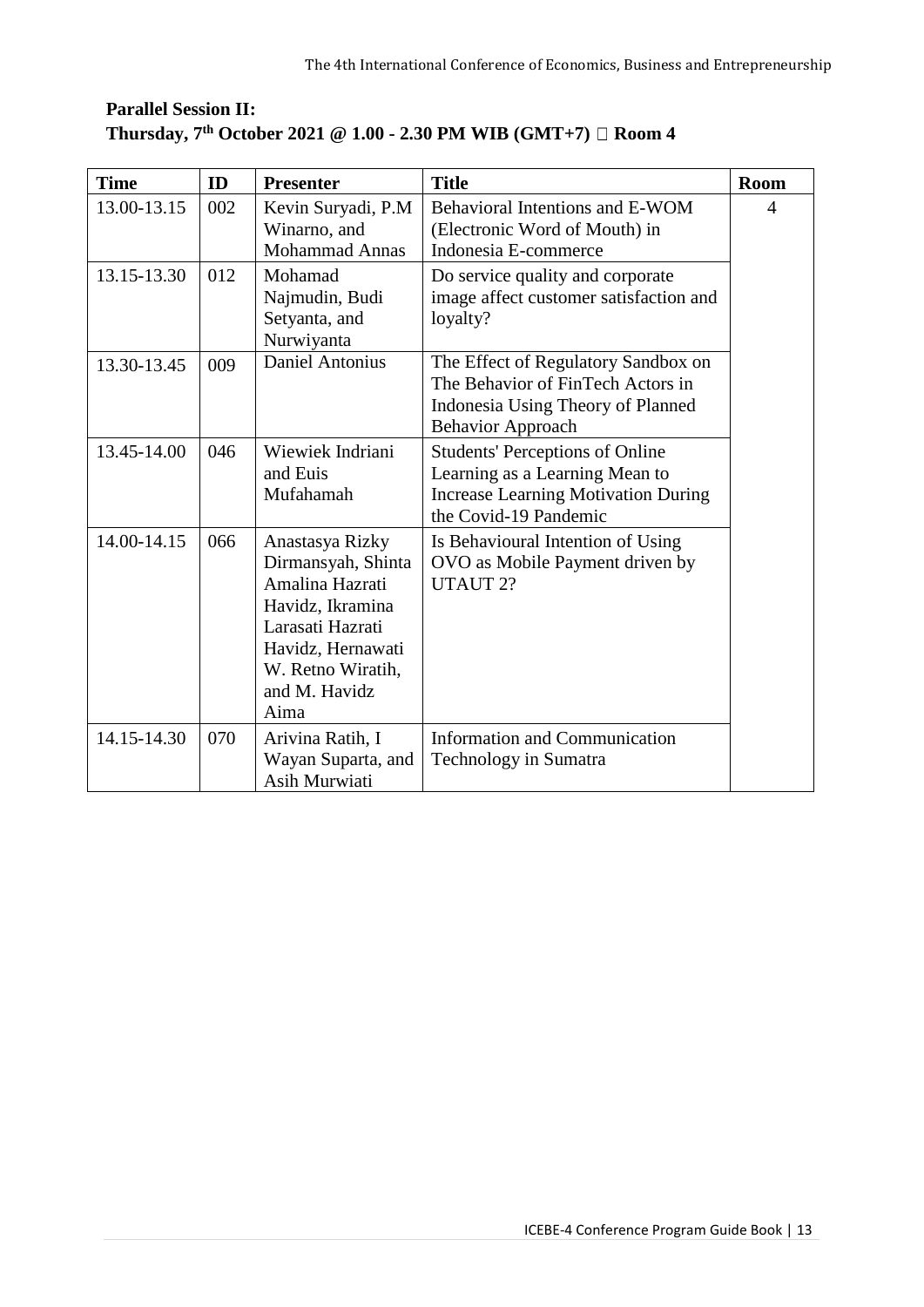**Parallel Session II:**
**Thursday, 7th October 2021 @ 1.00 - 2.30 PM WIB (GMT+7)  Room 4**

| Time | ID | Presenter | Title | Room |
|---|---|---|---|---|
| 13.00-13.15 | 002 | Kevin Suryadi, P.M Winarno, and Mohammad Annas | Behavioral Intentions and E-WOM (Electronic Word of Mouth) in Indonesia E-commerce | 4 |
| 13.15-13.30 | 012 | Mohamad Najmudin, Budi Setyanta, and Nurwiyanta | Do service quality and corporate image affect customer satisfaction and loyalty? | |
| 13.30-13.45 | 009 | Daniel Antonius | The Effect of Regulatory Sandbox on The Behavior of FinTech Actors in Indonesia Using Theory of Planned Behavior Approach | |
| 13.45-14.00 | 046 | Wiewiek Indriani and Euis Mufahamah | Students' Perceptions of Online Learning as a Learning Mean to Increase Learning Motivation During the Covid-19 Pandemic | |
| 14.00-14.15 | 066 | Anastasya Rizky Dirmansyah, Shinta Amalina Hazrati Havidz, Ikramina Larasati Hazrati Havidz, Hernawati W. Retno Wiratih, and M. Havidz Aima | Is Behavioural Intention of Using OVO as Mobile Payment driven by UTAUT 2? | |
| 14.15-14.30 | 070 | Arivina Ratih, I Wayan Suparta, and Asih Murwiati | Information and Communication Technology in Sumatra | |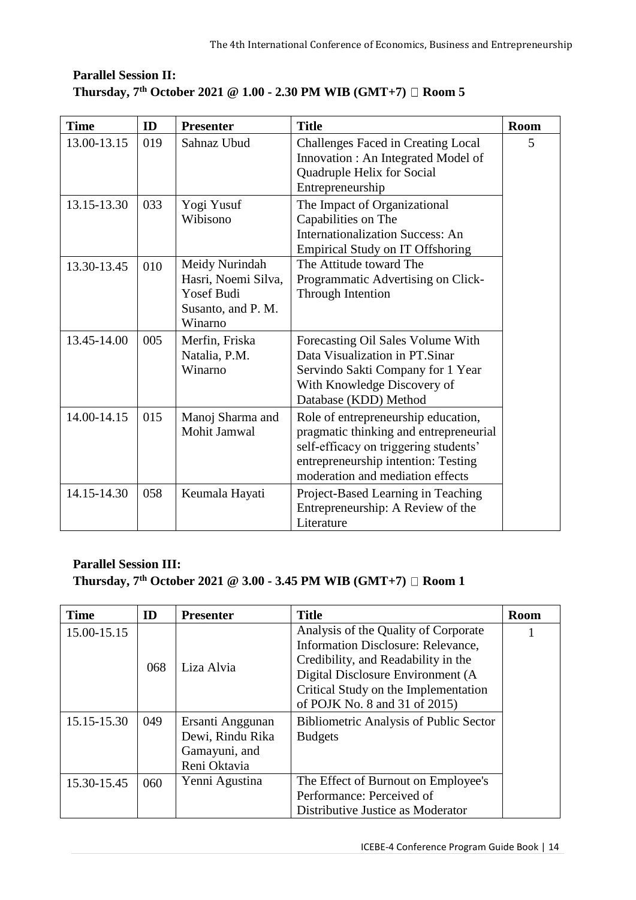**Parallel Session II:**
**Thursday, 7th October 2021 @ 1.00 - 2.30 PM WIB (GMT+7)  Room 5**

| Time | ID | Presenter | Title | Room |
|---|---|---|---|---|
| 13.00-13.15 | 019 | Sahnaz Ubud | Challenges Faced in Creating Local Innovation : An Integrated Model of Quadruple Helix for Social Entrepreneurship | 5 |
| 13.15-13.30 | 033 | Yogi Yusuf Wibisono | The Impact of Organizational Capabilities on The Internationalization Success: An Empirical Study on IT Offshoring | |
| 13.30-13.45 | 010 | Meidy Nurindah Hasri, Noemi Silva, Yosef Budi Susanto, and P. M. Winarno | The Attitude toward The Programmatic Advertising on Click-Through Intention | |
| 13.45-14.00 | 005 | Merfin, Friska Natalia, P.M. Winarno | Forecasting Oil Sales Volume With Data Visualization in PT.Sinar Servindo Sakti Company for 1 Year With Knowledge Discovery of Database (KDD) Method | |
| 14.00-14.15 | 015 | Manoj Sharma and Mohit Jamwal | Role of entrepreneurship education, pragmatic thinking and entrepreneurial self-efficacy on triggering students' entrepreneurship intention: Testing moderation and mediation effects | |
| 14.15-14.30 | 058 | Keumala Hayati | Project-Based Learning in Teaching Entrepreneurship: A Review of the Literature | |

**Parallel Session III:**
**Thursday, 7th October 2021 @ 3.00 - 3.45 PM WIB (GMT+7)  Room 1**

| Time | ID | Presenter | Title | Room |
|---|---|---|---|---|
| 15.00-15.15 | 068 | Liza Alvia | Analysis of the Quality of Corporate Information Disclosure: Relevance, Credibility, and Readability in the Digital Disclosure Environment (A Critical Study on the Implementation of POJK No. 8 and 31 of 2015) | 1 |
| 15.15-15.30 | 049 | Ersanti Anggunan Dewi, Rindu Rika Gamayuni, and Reni Oktavia | Bibliometric Analysis of Public Sector Budgets | |
| 15.30-15.45 | 060 | Yenni Agustina | The Effect of Burnout on Employee's Performance: Perceived of Distributive Justice as Moderator | |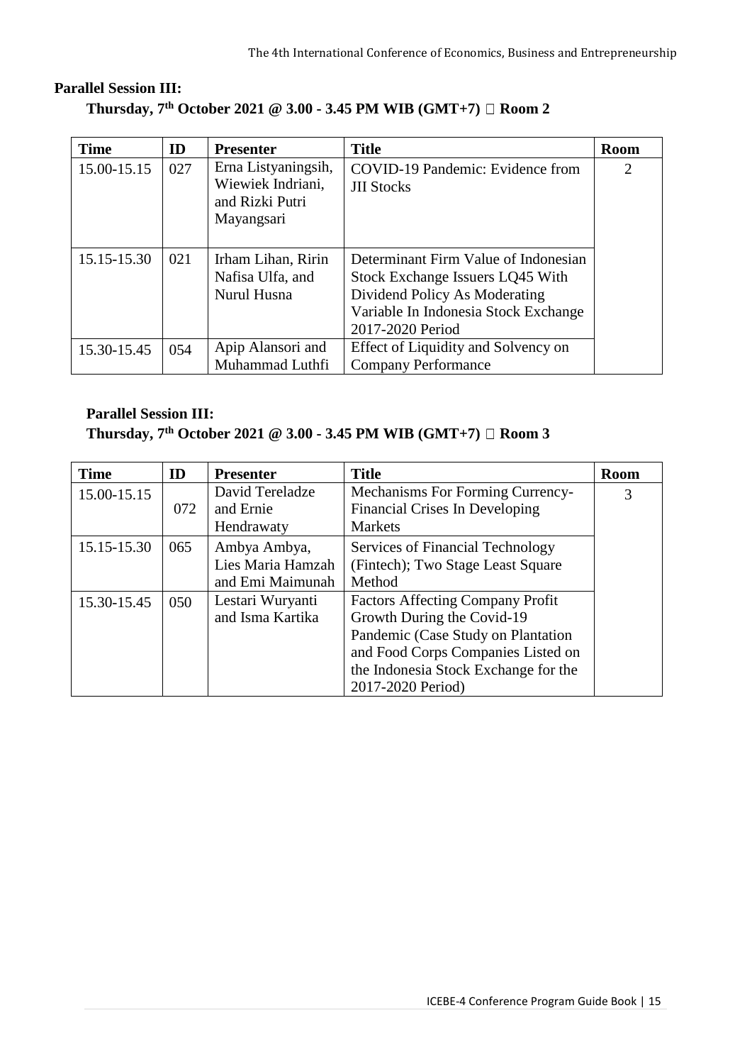**Parallel Session III:**

**Thursday, 7th October 2021 @ 3.00 - 3.45 PM WIB (GMT+7)  Room 2**

| Time | ID | Presenter | Title | Room |
|---|---|---|---|---|
| 15.00-15.15 | 027 | Erna Listyaningsih, Wiewiek Indriani, and Rizki Putri Mayangsari | COVID-19 Pandemic: Evidence from JII Stocks | 2 |
| 15.15-15.30 | 021 | Irham Lihan, Ririn Nafisa Ulfa, and Nurul Husna | Determinant Firm Value of Indonesian Stock Exchange Issuers LQ45 With Dividend Policy As Moderating Variable In Indonesia Stock Exchange 2017-2020 Period | |
| 15.30-15.45 | 054 | Apip Alansori and Muhammad Luthfi | Effect of Liquidity and Solvency on Company Performance | |

**Parallel Session III:**

**Thursday, 7th October 2021 @ 3.00 - 3.45 PM WIB (GMT+7)  Room 3**

| Time | ID | Presenter | Title | Room |
|---|---|---|---|---|
| 15.00-15.15 | 072 | David Tereladze and Ernie Hendrawaty | Mechanisms For Forming Currency-Financial Crises In Developing Markets | 3 |
| 15.15-15.30 | 065 | Ambya Ambya, Lies Maria Hamzah and Emi Maimunah | Services of Financial Technology (Fintech); Two Stage Least Square Method | |
| 15.30-15.45 | 050 | Lestari Wuryanti and Isma Kartika | Factors Affecting Company Profit Growth During the Covid-19 Pandemic (Case Study on Plantation and Food Corps Companies Listed on the Indonesia Stock Exchange for the 2017-2020 Period) | |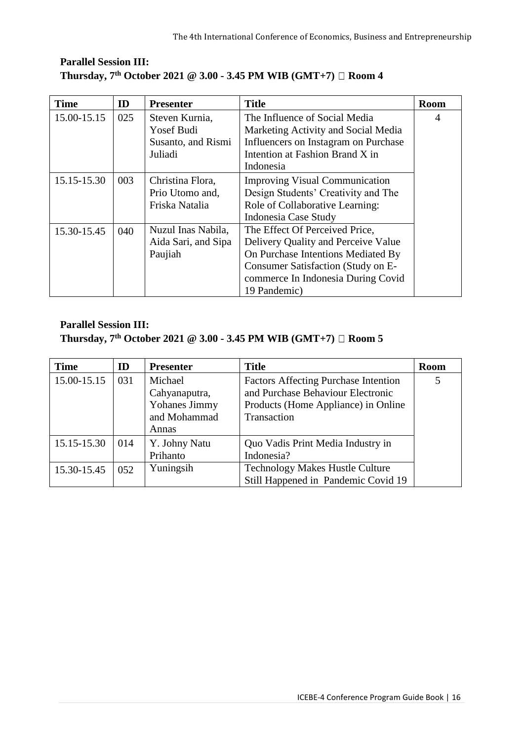**Parallel Session III:**
**Thursday, 7th October 2021 @ 3.00 - 3.45 PM WIB (GMT+7)  Room 4**

| Time | ID | Presenter | Title | Room |
|---|---|---|---|---|
| 15.00-15.15 | 025 | Steven Kurnia, Yosef Budi Susanto, and Rismi Juliadi | The Influence of Social Media Marketing Activity and Social Media Influencers on Instagram on Purchase Intention at Fashion Brand X in Indonesia | 4 |
| 15.15-15.30 | 003 | Christina Flora, Prio Utomo and, Friska Natalia | Improving Visual Communication Design Students' Creativity and The Role of Collaborative Learning: Indonesia Case Study | |
| 15.30-15.45 | 040 | Nuzul Inas Nabila, Aida Sari, and Sipa Paujiah | The Effect Of Perceived Price, Delivery Quality and Perceive Value On Purchase Intentions Mediated By Consumer Satisfaction (Study on E-commerce In Indonesia During Covid 19 Pandemic) | |

**Parallel Session III:**
**Thursday, 7th October 2021 @ 3.00 - 3.45 PM WIB (GMT+7)  Room 5**

| Time | ID | Presenter | Title | Room |
|---|---|---|---|---|
| 15.00-15.15 | 031 | Michael Cahyanaputra, Yohanes Jimmy and Mohammad Annas | Factors Affecting Purchase Intention and Purchase Behaviour Electronic Products (Home Appliance) in Online Transaction | 5 |
| 15.15-15.30 | 014 | Y. Johny Natu Prihanto | Quo Vadis Print Media Industry in Indonesia? | |
| 15.30-15.45 | 052 | Yuningsih | Technology Makes Hustle Culture Still Happened in Pandemic Covid 19 | |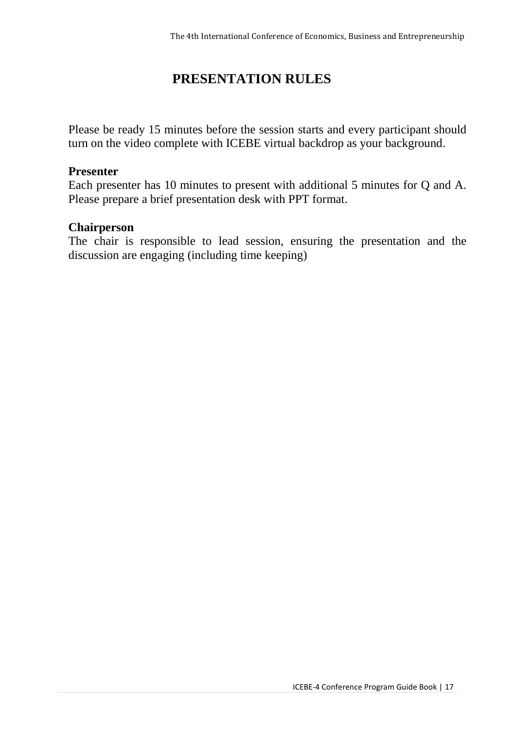# PRESENTATION RULES

Please be ready 15 minutes before the session starts and every participant should turn on the video complete with ICEBE virtual backdrop as your background.

**Presenter**
Each presenter has 10 minutes to present with additional 5 minutes for Q and A. Please prepare a brief presentation desk with PPT format.

**Chairperson**
The chair is responsible to lead session, ensuring the presentation and the discussion are engaging (including time keeping)